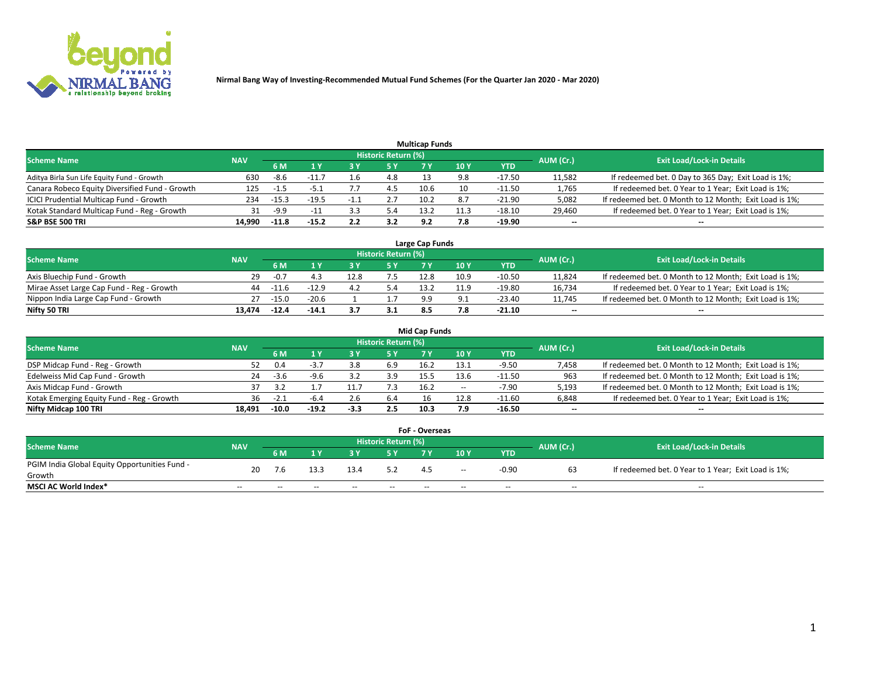# Nirmal Bang Way of Investing-Recommended Mutual Fund Schemes (For the Quarter Jan 2020 - Mar 2020)

## Multicap Funds

| Scheme Name | NAV | Historic Return (%) | | | | | | | AUM (Cr.) | Exit Load/Lock-in Details |
|---|---|---|---|---|---|---|---|---|---|---|
| | | 6 M | 1 Y | 3 Y | 5 Y | 7 Y | 10 Y | YTD | | |
| Aditya Birla Sun Life Equity Fund - Growth | 630 | -8.6 | -11.7 | 1.6 | 4.8 | 13 | 9.8 | -17.50 | 11,582 | If redeemed bet. 0 Day to 365 Day; Exit Load is 1%; |
| Canara Robeco Equity Diversified Fund - Growth | 125 | -1.5 | -5.1 | 7.7 | 4.5 | 10.6 | 10 | -11.50 | 1,765 | If redeemed bet. 0 Year to 1 Year; Exit Load is 1%; |
| ICICI Prudential Multicap Fund - Growth | 234 | -15.3 | -19.5 | -1.1 | 2.7 | 10.2 | 8.7 | -21.90 | 5,082 | If redeemed bet. 0 Month to 12 Month; Exit Load is 1%; |
| Kotak Standard Multicap Fund - Reg - Growth | 31 | -9.9 | -11 | 3.3 | 5.4 | 13.2 | 11.3 | -18.10 | 29,460 | If redeemed bet. 0 Year to 1 Year; Exit Load is 1%; |
| **S&P BSE 500 TRI** | **14,990** | **-11.8** | **-15.2** | **2.2** | **3.2** | **9.2** | **7.8** | **-19.90** | **--** | **--** |

## Large Cap Funds

| Scheme Name | NAV | Historic Return (%) | | | | | | | AUM (Cr.) | Exit Load/Lock-in Details |
|---|---|---|---|---|---|---|---|---|---|---|
| | | 6 M | 1 Y | 3 Y | 5 Y | 7 Y | 10 Y | YTD | | |
| Axis Bluechip Fund - Growth | 29 | -0.7 | 4.3 | 12.8 | 7.5 | 12.8 | 10.9 | -10.50 | 11,824 | If redeemed bet. 0 Month to 12 Month; Exit Load is 1%; |
| Mirae Asset Large Cap Fund - Reg - Growth | 44 | -11.6 | -12.9 | 4.2 | 5.4 | 13.2 | 11.9 | -19.80 | 16,734 | If redeemed bet. 0 Year to 1 Year; Exit Load is 1%; |
| Nippon India Large Cap Fund - Growth | 27 | -15.0 | -20.6 | 1 | 1.7 | 9.9 | 9.1 | -23.40 | 11,745 | If redeemed bet. 0 Month to 12 Month; Exit Load is 1%; |
| **Nifty 50 TRI** | **13,474** | **-12.4** | **-14.1** | **3.7** | **3.1** | **8.5** | **7.8** | **-21.10** | **--** | **--** |

## Mid Cap Funds

| Scheme Name | NAV | Historic Return (%) | | | | | | | AUM (Cr.) | Exit Load/Lock-in Details |
|---|---|---|---|---|---|---|---|---|---|---|
| | | 6 M | 1 Y | 3 Y | 5 Y | 7 Y | 10 Y | YTD | | |
| DSP Midcap Fund - Reg - Growth | 52 | 0.4 | -3.7 | 3.8 | 6.9 | 16.2 | 13.1 | -9.50 | 7,458 | If redeemed bet. 0 Month to 12 Month; Exit Load is 1%; |
| Edelweiss Mid Cap Fund - Growth | 24 | -3.6 | -9.6 | 3.2 | 3.9 | 15.5 | 13.6 | -11.50 | 963 | If redeemed bet. 0 Month to 12 Month; Exit Load is 1%; |
| Axis Midcap Fund - Growth | 37 | 3.2 | 1.7 | 11.7 | 7.3 | 16.2 | -- | -7.90 | 5,193 | If redeemed bet. 0 Month to 12 Month; Exit Load is 1%; |
| Kotak Emerging Equity Fund - Reg - Growth | 36 | -2.1 | -6.4 | 2.6 | 6.4 | 16 | 12.8 | -11.60 | 6,848 | If redeemed bet. 0 Year to 1 Year; Exit Load is 1%; |
| **Nifty Midcap 100 TRI** | **18,491** | **-10.0** | **-19.2** | **-3.3** | **2.5** | **10.3** | **7.9** | **-16.50** | **--** | **--** |

## FoF - Overseas

| Scheme Name | NAV | Historic Return (%) | | | | | | | AUM (Cr.) | Exit Load/Lock-in Details |
|---|---|---|---|---|---|---|---|---|---|---|
| | | 6 M | 1 Y | 3 Y | 5 Y | 7 Y | 10 Y | YTD | | |
| PGIM India Global Equity Opportunities Fund - Growth | 20 | 7.6 | 13.3 | 13.4 | 5.2 | 4.5 | -- | -0.90 | 63 | If redeemed bet. 0 Year to 1 Year; Exit Load is 1%; |
| **MSCI AC World Index*** | -- | -- | -- | -- | -- | -- | -- | -- | -- | -- |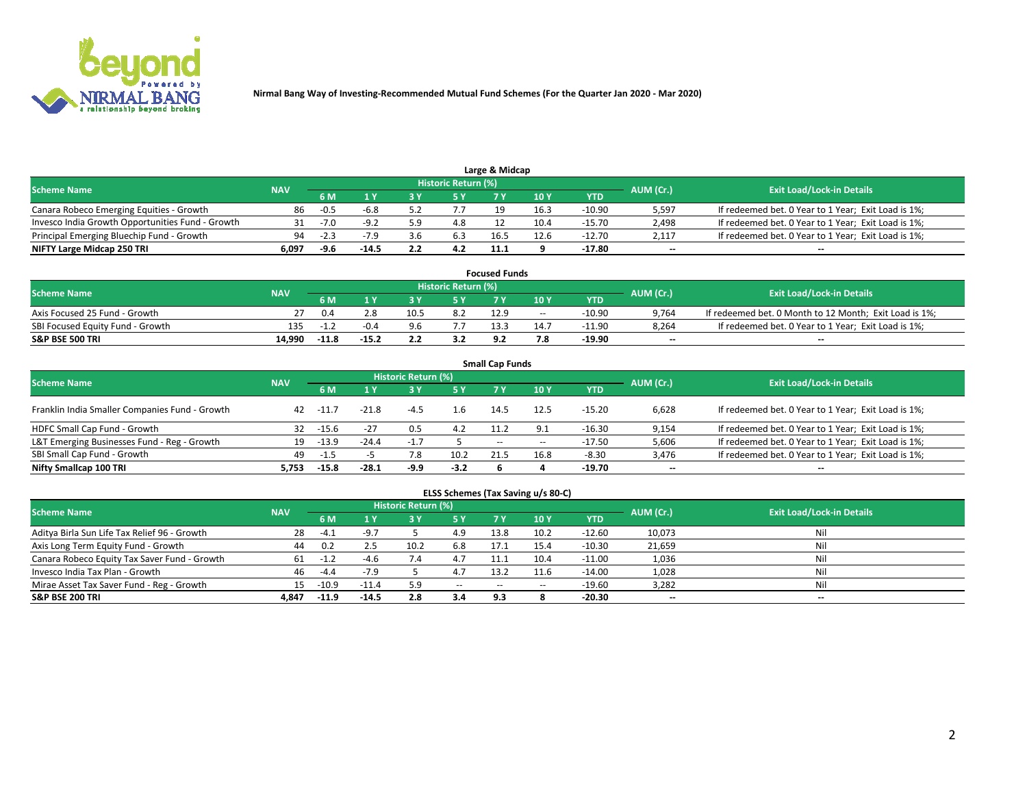Nirmal Bang Way of Investing-Recommended Mutual Fund Schemes (For the Quarter Jan 2020 - Mar 2020)

### Large & Midcap

| Scheme Name | NAV | Historic Return (%) | | | | | | | AUM (Cr.) | Exit Load/Lock-in Details |
|---|---|---|---|---|---|---|---|---|---|---|
| | | 6 M | 1 Y | 3 Y | 5 Y | 7 Y | 10 Y | YTD | | |
| Canara Robeco Emerging Equities - Growth | 86 | -0.5 | -6.8 | 5.2 | 7.7 | 19 | 16.3 | -10.90 | 5,597 | If redeemed bet. 0 Year to 1 Year; Exit Load is 1%; |
| Invesco India Growth Opportunities Fund - Growth | 31 | -7.0 | -9.2 | 5.9 | 4.8 | 12 | 10.4 | -15.70 | 2,498 | If redeemed bet. 0 Year to 1 Year; Exit Load is 1%; |
| Principal Emerging Bluechip Fund - Growth | 94 | -2.3 | -7.9 | 3.6 | 6.3 | 16.5 | 12.6 | -12.70 | 2,117 | If redeemed bet. 0 Year to 1 Year; Exit Load is 1%; |
| **NIFTY Large Midcap 250 TRI** | **6,097** | **-9.6** | **-14.5** | **2.2** | **4.2** | **11.1** | **9** | **-17.80** | **--** | **--** |

### Focused Funds

| Scheme Name | NAV | Historic Return (%) | | | | | | | AUM (Cr.) | Exit Load/Lock-in Details |
|---|---|---|---|---|---|---|---|---|---|---|
| | | 6 M | 1 Y | 3 Y | 5 Y | 7 Y | 10 Y | YTD | | |
| Axis Focused 25 Fund - Growth | 27 | 0.4 | 2.8 | 10.5 | 8.2 | 12.9 | -- | -10.90 | 9,764 | If redeemed bet. 0 Month to 12 Month; Exit Load is 1%; |
| SBI Focused Equity Fund - Growth | 135 | -1.2 | -0.4 | 9.6 | 7.7 | 13.3 | 14.7 | -11.90 | 8,264 | If redeemed bet. 0 Year to 1 Year; Exit Load is 1%; |
| **S&P BSE 500 TRI** | **14,990** | **-11.8** | **-15.2** | **2.2** | **3.2** | **9.2** | **7.8** | **-19.90** | **--** | **--** |

### Small Cap Funds

| Scheme Name | NAV | Historic Return (%) | | | | | | | AUM (Cr.) | Exit Load/Lock-in Details |
|---|---|---|---|---|---|---|---|---|---|---|
| | | 6 M | 1 Y | 3 Y | 5 Y | 7 Y | 10 Y | YTD | | |
| Franklin India Smaller Companies Fund - Growth | 42 | -11.7 | -21.8 | -4.5 | 1.6 | 14.5 | 12.5 | -15.20 | 6,628 | If redeemed bet. 0 Year to 1 Year; Exit Load is 1%; |
| HDFC Small Cap Fund - Growth | 32 | -15.6 | -27 | 0.5 | 4.2 | 11.2 | 9.1 | -16.30 | 9,154 | If redeemed bet. 0 Year to 1 Year; Exit Load is 1%; |
| L&T Emerging Businesses Fund - Reg - Growth | 19 | -13.9 | -24.4 | -1.7 | 5 | -- | -- | -17.50 | 5,606 | If redeemed bet. 0 Year to 1 Year; Exit Load is 1%; |
| SBI Small Cap Fund - Growth | 49 | -1.5 | -5 | 7.8 | 10.2 | 21.5 | 16.8 | -8.30 | 3,476 | If redeemed bet. 0 Year to 1 Year; Exit Load is 1%; |
| **Nifty Smallcap 100 TRI** | **5,753** | **-15.8** | **-28.1** | **-9.9** | **-3.2** | **6** | **4** | **-19.70** | **--** | **--** |

### ELSS Schemes (Tax Saving u/s 80-C)

| Scheme Name | NAV | Historic Return (%) | | | | | | | AUM (Cr.) | Exit Load/Lock-in Details |
|---|---|---|---|---|---|---|---|---|---|---|
| | | 6 M | 1 Y | 3 Y | 5 Y | 7 Y | 10 Y | YTD | | |
| Aditya Birla Sun Life Tax Relief 96 - Growth | 28 | -4.1 | -9.7 | 5 | 4.9 | 13.8 | 10.2 | -12.60 | 10,073 | Nil |
| Axis Long Term Equity Fund - Growth | 44 | 0.2 | 2.5 | 10.2 | 6.8 | 17.1 | 15.4 | -10.30 | 21,659 | Nil |
| Canara Robeco Equity Tax Saver Fund - Growth | 61 | -1.2 | -4.6 | 7.4 | 4.7 | 11.1 | 10.4 | -11.00 | 1,036 | Nil |
| Invesco India Tax Plan - Growth | 46 | -4.4 | -7.9 | 5 | 4.7 | 13.2 | 11.6 | -14.00 | 1,028 | Nil |
| Mirae Asset Tax Saver Fund - Reg - Growth | 15 | -10.9 | -11.4 | 5.9 | -- | -- | -- | -19.60 | 3,282 | Nil |
| **S&P BSE 200 TRI** | **4,847** | **-11.9** | **-14.5** | **2.8** | **3.4** | **9.3** | **8** | **-20.30** | **--** | **--** |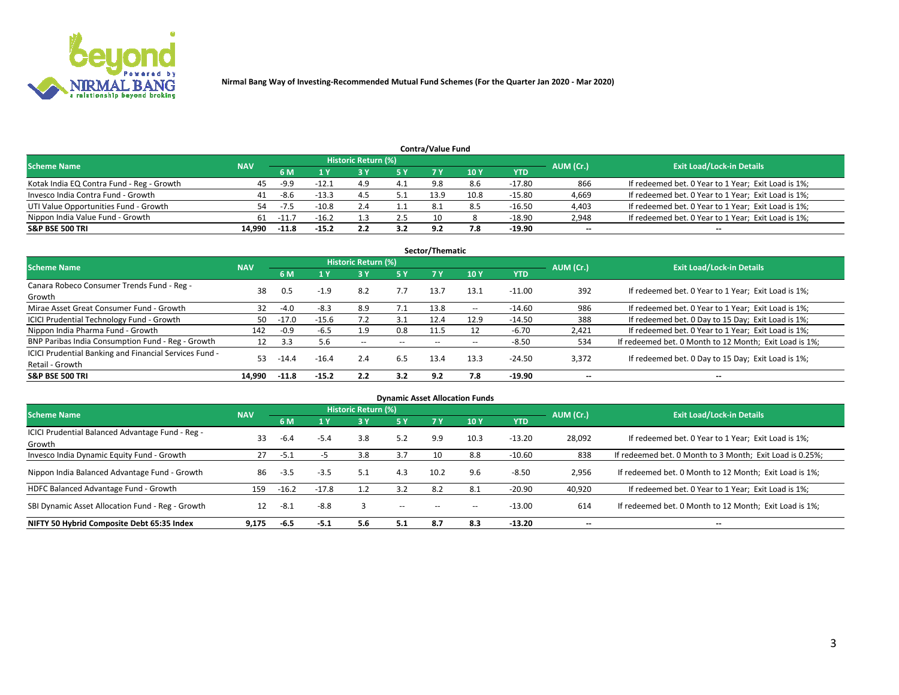Nirmal Bang Way of Investing-Recommended Mutual Fund Schemes (For the Quarter Jan 2020 - Mar 2020)

## Contra/Value Fund

| Scheme Name | NAV | Historic Return (%) | | | | | | | AUM (Cr.) | Exit Load/Lock-in Details |
|---|---|---|---|---|---|---|---|---|---|---|
| | | 6 M | 1 Y | 3 Y | 5 Y | 7 Y | 10 Y | YTD | | |
| Kotak India EQ Contra Fund - Reg - Growth | 45 | -9.9 | -12.1 | 4.9 | 4.1 | 9.8 | 8.6 | -17.80 | 866 | If redeemed bet. 0 Year to 1 Year; Exit Load is 1%; |
| Invesco India Contra Fund - Growth | 41 | -8.6 | -13.3 | 4.5 | 5.1 | 13.9 | 10.8 | -15.80 | 4,669 | If redeemed bet. 0 Year to 1 Year; Exit Load is 1%; |
| UTI Value Opportunities Fund - Growth | 54 | -7.5 | -10.8 | 2.4 | 1.1 | 8.1 | 8.5 | -16.50 | 4,403 | If redeemed bet. 0 Year to 1 Year; Exit Load is 1%; |
| Nippon India Value Fund - Growth | 61 | -11.7 | -16.2 | 1.3 | 2.5 | 10 | 8 | -18.90 | 2,948 | If redeemed bet. 0 Year to 1 Year; Exit Load is 1%; |
| **S&P BSE 500 TRI** | **14,990** | **-11.8** | **-15.2** | **2.2** | **3.2** | **9.2** | **7.8** | **-19.90** | **--** | **--** |

## Sector/Thematic

| Scheme Name | NAV | Historic Return (%) | | | | | | | AUM (Cr.) | Exit Load/Lock-in Details |
|---|---|---|---|---|---|---|---|---|---|---|
| | | 6 M | 1 Y | 3 Y | 5 Y | 7 Y | 10 Y | YTD | | |
| Canara Robeco Consumer Trends Fund - Reg - Growth | 38 | 0.5 | -1.9 | 8.2 | 7.7 | 13.7 | 13.1 | -11.00 | 392 | If redeemed bet. 0 Year to 1 Year; Exit Load is 1%; |
| Mirae Asset Great Consumer Fund - Growth | 32 | -4.0 | -8.3 | 8.9 | 7.1 | 13.8 | -- | -14.60 | 986 | If redeemed bet. 0 Year to 1 Year; Exit Load is 1%; |
| ICICI Prudential Technology Fund - Growth | 50 | -17.0 | -15.6 | 7.2 | 3.1 | 12.4 | 12.9 | -14.50 | 388 | If redeemed bet. 0 Day to 15 Day; Exit Load is 1%; |
| Nippon India Pharma Fund - Growth | 142 | -0.9 | -6.5 | 1.9 | 0.8 | 11.5 | 12 | -6.70 | 2,421 | If redeemed bet. 0 Year to 1 Year; Exit Load is 1%; |
| BNP Paribas India Consumption Fund - Reg - Growth | 12 | 3.3 | 5.6 | -- | -- | -- | -- | -8.50 | 534 | If redeemed bet. 0 Month to 12 Month; Exit Load is 1%; |
| ICICI Prudential Banking and Financial Services Fund - Retail - Growth | 53 | -14.4 | -16.4 | 2.4 | 6.5 | 13.4 | 13.3 | -24.50 | 3,372 | If redeemed bet. 0 Day to 15 Day; Exit Load is 1%; |
| **S&P BSE 500 TRI** | **14,990** | **-11.8** | **-15.2** | **2.2** | **3.2** | **9.2** | **7.8** | **-19.90** | **--** | **--** |

## Dynamic Asset Allocation Funds

| Scheme Name | NAV | Historic Return (%) | | | | | | | AUM (Cr.) | Exit Load/Lock-in Details |
|---|---|---|---|---|---|---|---|---|---|---|
| | | 6 M | 1 Y | 3 Y | 5 Y | 7 Y | 10 Y | YTD | | |
| ICICI Prudential Balanced Advantage Fund - Reg - Growth | 33 | -6.4 | -5.4 | 3.8 | 5.2 | 9.9 | 10.3 | -13.20 | 28,092 | If redeemed bet. 0 Year to 1 Year; Exit Load is 1%; |
| Invesco India Dynamic Equity Fund - Growth | 27 | -5.1 | -5 | 3.8 | 3.7 | 10 | 8.8 | -10.60 | 838 | If redeemed bet. 0 Month to 3 Month; Exit Load is 0.25%; |
| Nippon India Balanced Advantage Fund - Growth | 86 | -3.5 | -3.5 | 5.1 | 4.3 | 10.2 | 9.6 | -8.50 | 2,956 | If redeemed bet. 0 Month to 12 Month; Exit Load is 1%; |
| HDFC Balanced Advantage Fund - Growth | 159 | -16.2 | -17.8 | 1.2 | 3.2 | 8.2 | 8.1 | -20.90 | 40,920 | If redeemed bet. 0 Year to 1 Year; Exit Load is 1%; |
| SBI Dynamic Asset Allocation Fund - Reg - Growth | 12 | -8.1 | -8.8 | 3 | -- | -- | -- | -13.00 | 614 | If redeemed bet. 0 Month to 12 Month; Exit Load is 1%; |
| **NIFTY 50 Hybrid Composite Debt 65:35 Index** | **9,175** | **-6.5** | **-5.1** | **5.6** | **5.1** | **8.7** | **8.3** | **-13.20** | **--** | **--** |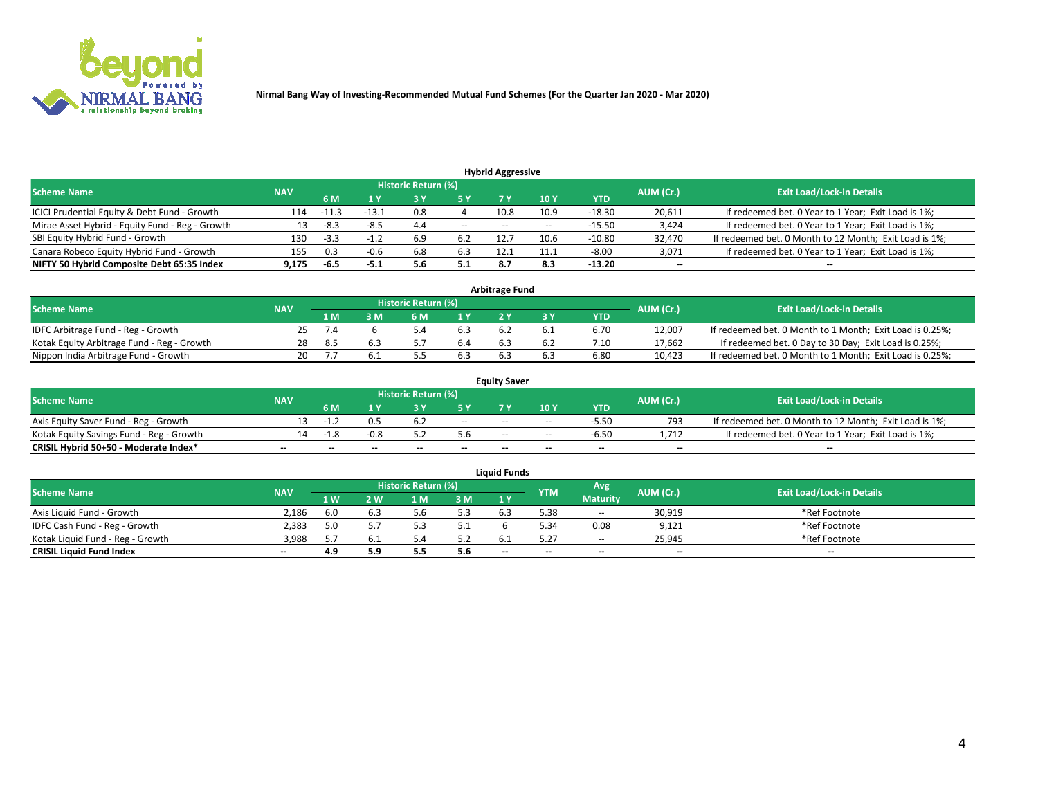Nirmal Bang Way of Investing-Recommended Mutual Fund Schemes (For the Quarter Jan 2020 - Mar 2020)

### Hybrid Aggressive

| Scheme Name | NAV | Historic Return (%) | | | | | | | AUM (Cr.) | Exit Load/Lock-in Details |
|---|---|---|---|---|---|---|---|---|---|---|
| | | 6 M | 1 Y | 3 Y | 5 Y | 7 Y | 10 Y | YTD | | |
| ICICI Prudential Equity & Debt Fund - Growth | 114 | -11.3 | -13.1 | 0.8 | 4 | 10.8 | 10.9 | -18.30 | 20,611 | If redeemed bet. 0 Year to 1 Year; Exit Load is 1%; |
| Mirae Asset Hybrid - Equity Fund - Reg - Growth | 13 | -8.3 | -8.5 | 4.4 | -- | -- | -- | -15.50 | 3,424 | If redeemed bet. 0 Year to 1 Year; Exit Load is 1%; |
| SBI Equity Hybrid Fund - Growth | 130 | -3.3 | -1.2 | 6.9 | 6.2 | 12.7 | 10.6 | -10.80 | 32,470 | If redeemed bet. 0 Month to 12 Month; Exit Load is 1%; |
| Canara Robeco Equity Hybrid Fund - Growth | 155 | 0.3 | -0.6 | 6.8 | 6.3 | 12.1 | 11.1 | -8.00 | 3,071 | If redeemed bet. 0 Year to 1 Year; Exit Load is 1%; |
| **NIFTY 50 Hybrid Composite Debt 65:35 Index** | **9,175** | **-6.5** | **-5.1** | **5.6** | **5.1** | **8.7** | **8.3** | **-13.20** | **--** | **--** |

### Arbitrage Fund

| Scheme Name | NAV | Historic Return (%) | | | | | | | AUM (Cr.) | Exit Load/Lock-in Details |
|---|---|---|---|---|---|---|---|---|---|---|
| | | 1 M | 3 M | 6 M | 1 Y | 2 Y | 3 Y | YTD | | |
| IDFC Arbitrage Fund - Reg - Growth | 25 | 7.4 | 6 | 5.4 | 6.3 | 6.2 | 6.1 | 6.70 | 12,007 | If redeemed bet. 0 Month to 1 Month; Exit Load is 0.25%; |
| Kotak Equity Arbitrage Fund - Reg - Growth | 28 | 8.5 | 6.3 | 5.7 | 6.4 | 6.3 | 6.2 | 7.10 | 17,662 | If redeemed bet. 0 Day to 30 Day; Exit Load is 0.25%; |
| Nippon India Arbitrage Fund - Growth | 20 | 7.7 | 6.1 | 5.5 | 6.3 | 6.3 | 6.3 | 6.80 | 10,423 | If redeemed bet. 0 Month to 1 Month; Exit Load is 0.25%; |

### Equity Saver

| Scheme Name | NAV | Historic Return (%) | | | | | | | AUM (Cr.) | Exit Load/Lock-in Details |
|---|---|---|---|---|---|---|---|---|---|---|
| | | 6 M | 1 Y | 3 Y | 5 Y | 7 Y | 10 Y | YTD | | |
| Axis Equity Saver Fund - Reg - Growth | 13 | -1.2 | 0.5 | 6.2 | -- | -- | -- | -5.50 | 793 | If redeemed bet. 0 Month to 12 Month; Exit Load is 1%; |
| Kotak Equity Savings Fund - Reg - Growth | 14 | -1.8 | -0.8 | 5.2 | 5.6 | -- | -- | -6.50 | 1,712 | If redeemed bet. 0 Year to 1 Year; Exit Load is 1%; |
| **CRISIL Hybrid 50+50 - Moderate Index*** | **--** | **--** | **--** | **--** | **--** | **--** | **--** | **--** | **--** | **--** |

### Liquid Funds

| Scheme Name | NAV | Historic Return (%) | | | | | YTM | Avg Maturity | AUM (Cr.) | Exit Load/Lock-in Details |
|---|---|---|---|---|---|---|---|---|---|---|
| | | 1 W | 2 W | 1 M | 3 M | 1 Y | | | | |
| Axis Liquid Fund - Growth | 2,186 | 6.0 | 6.3 | 5.6 | 5.3 | 6.3 | 5.38 | -- | 30,919 | *Ref Footnote |
| IDFC Cash Fund - Reg - Growth | 2,383 | 5.0 | 5.7 | 5.3 | 5.1 | 6 | 5.34 | 0.08 | 9,121 | *Ref Footnote |
| Kotak Liquid Fund - Reg - Growth | 3,988 | 5.7 | 6.1 | 5.4 | 5.2 | 6.1 | 5.27 | -- | 25,945 | *Ref Footnote |
| **CRISIL Liquid Fund Index** | **--** | **4.9** | **5.9** | **5.5** | **5.6** | **--** | **--** | **--** | **--** | **--** |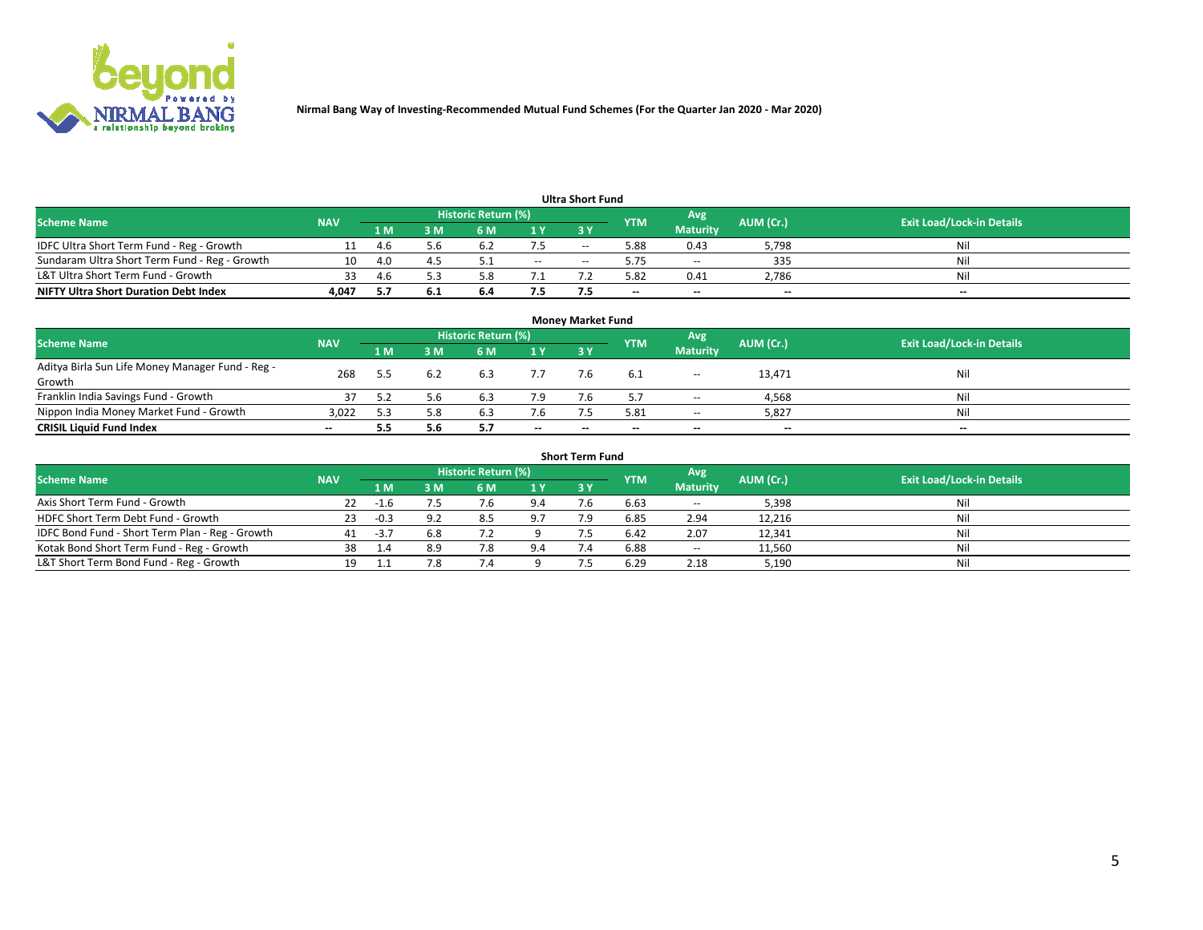Nirmal Bang Way of Investing-Recommended Mutual Fund Schemes (For the Quarter Jan 2020 - Mar 2020)

### Ultra Short Fund

| Scheme Name | NAV | Historic Return (%) | | | | | YTM | Avg Maturity | AUM (Cr.) | Exit Load/Lock-in Details |
|---|---|---|---|---|---|---|---|---|---|---|
| | | 1 M | 3 M | 6 M | 1 Y | 3 Y | | | | |
| IDFC Ultra Short Term Fund - Reg - Growth | 11 | 4.6 | 5.6 | 6.2 | 7.5 | -- | 5.88 | 0.43 | 5,798 | Nil |
| Sundaram Ultra Short Term Fund - Reg - Growth | 10 | 4.0 | 4.5 | 5.1 | -- | -- | 5.75 | -- | 335 | Nil |
| L&T Ultra Short Term Fund - Growth | 33 | 4.6 | 5.3 | 5.8 | 7.1 | 7.2 | 5.82 | 0.41 | 2,786 | Nil |
| **NIFTY Ultra Short Duration Debt Index** | **4,047** | **5.7** | **6.1** | **6.4** | **7.5** | **7.5** | **--** | **--** | **--** | **--** |

### Money Market Fund

| Scheme Name | NAV | Historic Return (%) | | | | | YTM | Avg Maturity | AUM (Cr.) | Exit Load/Lock-in Details |
|---|---|---|---|---|---|---|---|---|---|---|
| | | 1 M | 3 M | 6 M | 1 Y | 3 Y | | | | |
| Aditya Birla Sun Life Money Manager Fund - Reg - Growth | 268 | 5.5 | 6.2 | 6.3 | 7.7 | 7.6 | 6.1 | -- | 13,471 | Nil |
| Franklin India Savings Fund - Growth | 37 | 5.2 | 5.6 | 6.3 | 7.9 | 7.6 | 5.7 | -- | 4,568 | Nil |
| Nippon India Money Market Fund - Growth | 3,022 | 5.3 | 5.8 | 6.3 | 7.6 | 7.5 | 5.81 | -- | 5,827 | Nil |
| **CRISIL Liquid Fund Index** | **--** | **5.5** | **5.6** | **5.7** | **--** | **--** | **--** | **--** | **--** | **--** |

### Short Term Fund

| Scheme Name | NAV | Historic Return (%) | | | | | YTM | Avg Maturity | AUM (Cr.) | Exit Load/Lock-in Details |
|---|---|---|---|---|---|---|---|---|---|---|
| | | 1 M | 3 M | 6 M | 1 Y | 3 Y | | | | |
| Axis Short Term Fund - Growth | 22 | -1.6 | 7.5 | 7.6 | 9.4 | 7.6 | 6.63 | -- | 5,398 | Nil |
| HDFC Short Term Debt Fund - Growth | 23 | -0.3 | 9.2 | 8.5 | 9.7 | 7.9 | 6.85 | 2.94 | 12,216 | Nil |
| IDFC Bond Fund - Short Term Plan - Reg - Growth | 41 | -3.7 | 6.8 | 7.2 | 9 | 7.5 | 6.42 | 2.07 | 12,341 | Nil |
| Kotak Bond Short Term Fund - Reg - Growth | 38 | 1.4 | 8.9 | 7.8 | 9.4 | 7.4 | 6.88 | -- | 11,560 | Nil |
| L&T Short Term Bond Fund - Reg - Growth | 19 | 1.1 | 7.8 | 7.4 | 9 | 7.5 | 6.29 | 2.18 | 5,190 | Nil |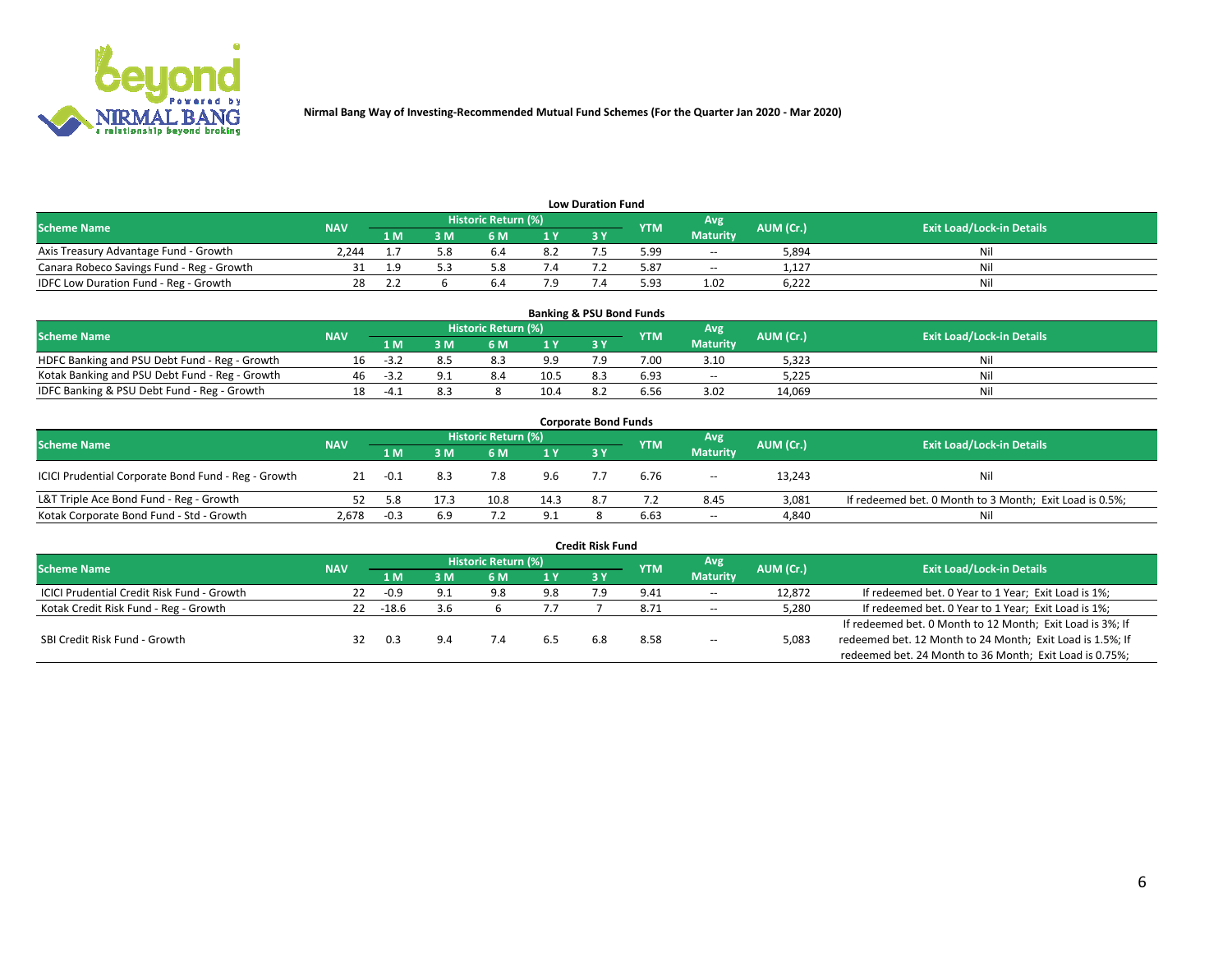Nirmal Bang Way of Investing-Recommended Mutual Fund Schemes (For the Quarter Jan 2020 - Mar 2020)

## Low Duration Fund

| Scheme Name | NAV | Historic Return (%) | | | | | YTM | Avg Maturity | AUM (Cr.) | Exit Load/Lock-in Details |
|---|---|---|---|---|---|---|---|---|---|---|
| | | 1 M | 3 M | 6 M | 1 Y | 3 Y | | | | |
| Axis Treasury Advantage Fund - Growth | 2,244 | 1.7 | 5.8 | 6.4 | 8.2 | 7.5 | 5.99 | -- | 5,894 | Nil |
| Canara Robeco Savings Fund - Reg - Growth | 31 | 1.9 | 5.3 | 5.8 | 7.4 | 7.2 | 5.87 | -- | 1,127 | Nil |
| IDFC Low Duration Fund - Reg - Growth | 28 | 2.2 | 6 | 6.4 | 7.9 | 7.4 | 5.93 | 1.02 | 6,222 | Nil |

## Banking & PSU Bond Funds

| Scheme Name | NAV | Historic Return (%) | | | | | YTM | Avg Maturity | AUM (Cr.) | Exit Load/Lock-in Details |
|---|---|---|---|---|---|---|---|---|---|---|
| | | 1 M | 3 M | 6 M | 1 Y | 3 Y | | | | |
| HDFC Banking and PSU Debt Fund - Reg - Growth | 16 | -3.2 | 8.5 | 8.3 | 9.9 | 7.9 | 7.00 | 3.10 | 5,323 | Nil |
| Kotak Banking and PSU Debt Fund - Reg - Growth | 46 | -3.2 | 9.1 | 8.4 | 10.5 | 8.3 | 6.93 | -- | 5,225 | Nil |
| IDFC Banking & PSU Debt Fund - Reg - Growth | 18 | -4.1 | 8.3 | 8 | 10.4 | 8.2 | 6.56 | 3.02 | 14,069 | Nil |

## Corporate Bond Funds

| Scheme Name | NAV | Historic Return (%) | | | | | YTM | Avg Maturity | AUM (Cr.) | Exit Load/Lock-in Details |
|---|---|---|---|---|---|---|---|---|---|---|
| | | 1 M | 3 M | 6 M | 1 Y | 3 Y | | | | |
| ICICI Prudential Corporate Bond Fund - Reg - Growth | 21 | -0.1 | 8.3 | 7.8 | 9.6 | 7.7 | 6.76 | -- | 13,243 | Nil |
| L&T Triple Ace Bond Fund - Reg - Growth | 52 | 5.8 | 17.3 | 10.8 | 14.3 | 8.7 | 7.2 | 8.45 | 3,081 | If redeemed bet. 0 Month to 3 Month; Exit Load is 0.5%; |
| Kotak Corporate Bond Fund - Std - Growth | 2,678 | -0.3 | 6.9 | 7.2 | 9.1 | 8 | 6.63 | -- | 4,840 | Nil |

## Credit Risk Fund

| Scheme Name | NAV | Historic Return (%) | | | | | YTM | Avg Maturity | AUM (Cr.) | Exit Load/Lock-in Details |
|---|---|---|---|---|---|---|---|---|---|---|
| | | 1 M | 3 M | 6 M | 1 Y | 3 Y | | | | |
| ICICI Prudential Credit Risk Fund - Growth | 22 | -0.9 | 9.1 | 9.8 | 9.8 | 7.9 | 9.41 | -- | 12,872 | If redeemed bet. 0 Year to 1 Year; Exit Load is 1%; |
| Kotak Credit Risk Fund - Reg - Growth | 22 | -18.6 | 3.6 | 6 | 7.7 | 7 | 8.71 | -- | 5,280 | If redeemed bet. 0 Year to 1 Year; Exit Load is 1%; |
| SBI Credit Risk Fund - Growth | 32 | 0.3 | 9.4 | 7.4 | 6.5 | 6.8 | 8.58 | -- | 5,083 | If redeemed bet. 0 Month to 12 Month; Exit Load is 3%; If redeemed bet. 12 Month to 24 Month; Exit Load is 1.5%; If redeemed bet. 24 Month to 36 Month; Exit Load is 0.75%; |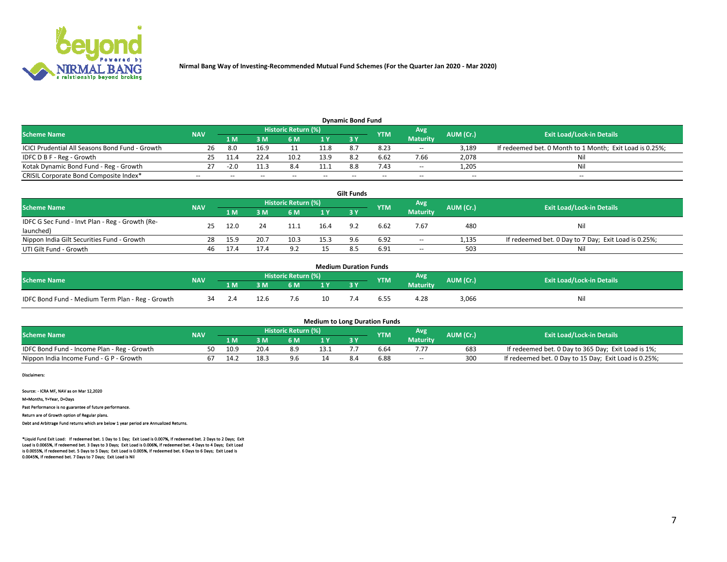**Nirmal Bang Way of Investing-Recommended Mutual Fund Schemes (For the Quarter Jan 2020 - Mar 2020)**

### Dynamic Bond Fund

| Scheme Name | NAV | Historic Return (%) | | | | | YTM | Avg Maturity | AUM (Cr.) | Exit Load/Lock-in Details |
|---|---|---|---|---|---|---|---|---|---|---|
| | | 1 M | 3 M | 6 M | 1 Y | 3 Y | | | | |
| ICICI Prudential All Seasons Bond Fund - Growth | 26 | 8.0 | 16.9 | 11 | 11.8 | 8.7 | 8.23 | -- | 3,189 | If redeemed bet. 0 Month to 1 Month; Exit Load is 0.25%; |
| IDFC D B F - Reg - Growth | 25 | 11.4 | 22.4 | 10.2 | 13.9 | 8.2 | 6.62 | 7.66 | 2,078 | Nil |
| Kotak Dynamic Bond Fund - Reg - Growth | 27 | -2.0 | 11.3 | 8.4 | 11.1 | 8.8 | 7.43 | -- | 1,205 | Nil |
| CRISIL Corporate Bond Composite Index* | -- | -- | -- | -- | -- | -- | -- | -- | -- | -- |

### Gilt Funds

| Scheme Name | NAV | Historic Return (%) | | | | | YTM | Avg Maturity | AUM (Cr.) | Exit Load/Lock-in Details |
|---|---|---|---|---|---|---|---|---|---|---|
| | | 1 M | 3 M | 6 M | 1 Y | 3 Y | | | | |
| IDFC G Sec Fund - Invt Plan - Reg - Growth (Re-launched) | 25 | 12.0 | 24 | 11.1 | 16.4 | 9.2 | 6.62 | 7.67 | 480 | Nil |
| Nippon India Gilt Securities Fund - Growth | 28 | 15.9 | 20.7 | 10.3 | 15.3 | 9.6 | 6.92 | -- | 1,135 | If redeemed bet. 0 Day to 7 Day; Exit Load is 0.25%; |
| UTI Gilt Fund - Growth | 46 | 17.4 | 17.4 | 9.2 | 15 | 8.5 | 6.91 | -- | 503 | Nil |

### Medium Duration Funds

| Scheme Name | NAV | Historic Return (%) | | | | | YTM | Avg Maturity | AUM (Cr.) | Exit Load/Lock-in Details |
|---|---|---|---|---|---|---|---|---|---|---|
| | | 1 M | 3 M | 6 M | 1 Y | 3 Y | | | | |
| IDFC Bond Fund - Medium Term Plan - Reg - Growth | 34 | 2.4 | 12.6 | 7.6 | 10 | 7.4 | 6.55 | 4.28 | 3,066 | Nil |

### Medium to Long Duration Funds

| Scheme Name | NAV | Historic Return (%) | | | | | YTM | Avg Maturity | AUM (Cr.) | Exit Load/Lock-in Details |
|---|---|---|---|---|---|---|---|---|---|---|
| | | 1 M | 3 M | 6 M | 1 Y | 3 Y | | | | |
| IDFC Bond Fund - Income Plan - Reg - Growth | 50 | 10.9 | 20.4 | 8.9 | 13.1 | 7.7 | 6.64 | 7.77 | 683 | If redeemed bet. 0 Day to 365 Day; Exit Load is 1%; |
| Nippon India Income Fund - G P - Growth | 67 | 14.2 | 18.3 | 9.6 | 14 | 8.4 | 6.88 | -- | 300 | If redeemed bet. 0 Day to 15 Day; Exit Load is 0.25%; |

Disclaimers:

Source: - ICRA MF, NAV as on Mar 12,2020

M=Months, Y=Year, D=Days

Past Performance is no guarantee of future performance.

Return are of Growth option of Regular plans.

Debt and Arbitrage Fund returns which are below 1 year period are Annualized Returns.

*Liquid Fund Exit Load: If redeemed bet. 1 Day to 1 Day; Exit Load is 0.007%, If redeemed bet. 2 Days to 2 Days; Exit Load is 0.0065%, If redeemed bet. 3 Days to 3 Days; Exit Load is 0.006%, If redeemed bet. 4 Days to 4 Days; Exit Load is 0.0055%, If redeemed bet. 5 Days to 5 Days; Exit Load is 0.005%, If redeemed bet. 6 Days to 6 Days; Exit Load is 0.0045%, If redeemed bet. 7 Days to 7 Days; Exit Load is Nil